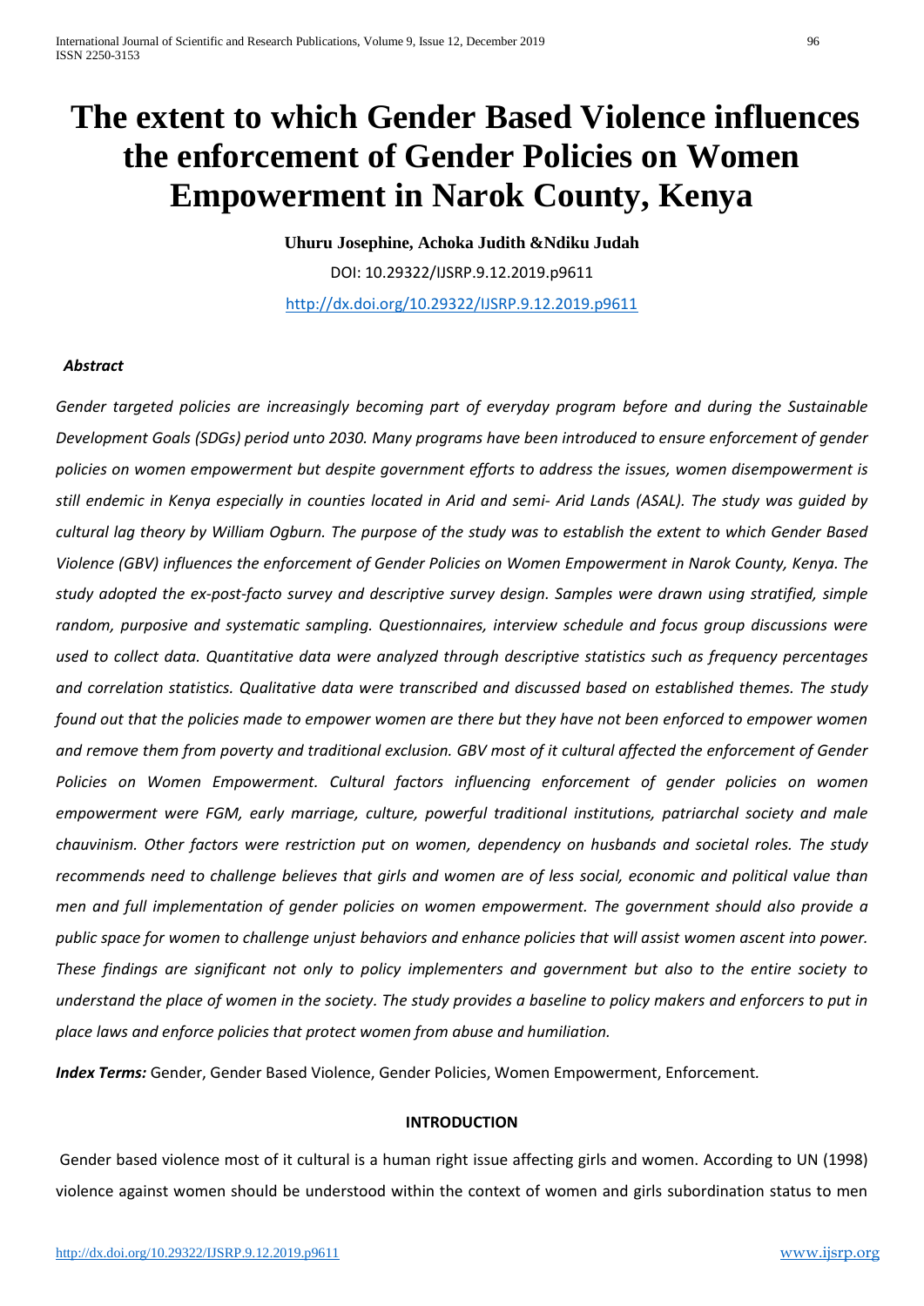# The extent to which Gender Based Violence influences the enforcement of Gender Policies on Women Empowerment in Narok County, Kenya

**Uhuru Josephine, Achoka Judith &Ndiku Judah**

DOI: 10.29322/IJSRP.9.12.2019.p9611

http://dx.doi.org/10.29322/IJSRP.9.12.2019.p9611

***Abstract***

*Gender targeted policies are increasingly becoming part of everyday program before and during the Sustainable Development Goals (SDGs) period unto 2030. Many programs have been introduced to ensure enforcement of gender policies on women empowerment but despite government efforts to address the issues, women disempowerment is still endemic in Kenya especially in counties located in Arid and semi- Arid Lands (ASAL). The study was guided by cultural lag theory by William Ogburn. The purpose of the study was to establish the extent to which Gender Based Violence (GBV) influences the enforcement of Gender Policies on Women Empowerment in Narok County, Kenya. The study adopted the ex-post-facto survey and descriptive survey design. Samples were drawn using stratified, simple random, purposive and systematic sampling. Questionnaires, interview schedule and focus group discussions were used to collect data. Quantitative data were analyzed through descriptive statistics such as frequency percentages and correlation statistics. Qualitative data were transcribed and discussed based on established themes. The study found out that the policies made to empower women are there but they have not been enforced to empower women and remove them from poverty and traditional exclusion. GBV most of it cultural affected the enforcement of Gender Policies on Women Empowerment. Cultural factors influencing enforcement of gender policies on women empowerment were FGM, early marriage, culture, powerful traditional institutions, patriarchal society and male chauvinism. Other factors were restriction put on women, dependency on husbands and societal roles. The study recommends need to challenge believes that girls and women are of less social, economic and political value than men and full implementation of gender policies on women empowerment. The government should also provide a public space for women to challenge unjust behaviors and enhance policies that will assist women ascent into power. These findings are significant not only to policy implementers and government but also to the entire society to understand the place of women in the society. The study provides a baseline to policy makers and enforcers to put in place laws and enforce policies that protect women from abuse and humiliation.*

***Index Terms:*** Gender, Gender Based Violence, Gender Policies, Women Empowerment, Enforcement*.*

## INTRODUCTION

Gender based violence most of it cultural is a human right issue affecting girls and women. According to UN (1998) violence against women should be understood within the context of women and girls subordination status to men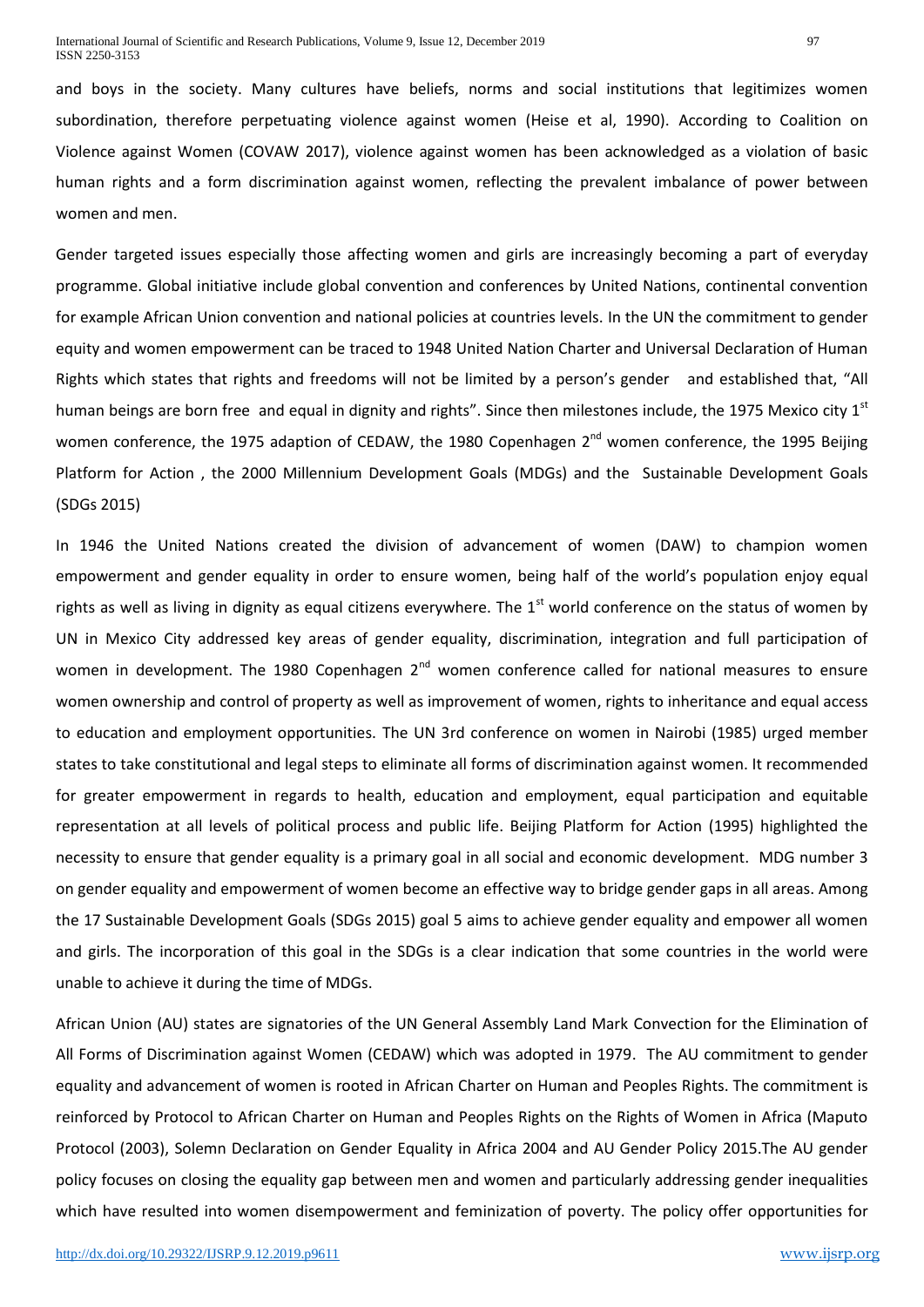and boys in the society. Many cultures have beliefs, norms and social institutions that legitimizes women subordination, therefore perpetuating violence against women (Heise et al, 1990). According to Coalition on Violence against Women (COVAW 2017), violence against women has been acknowledged as a violation of basic human rights and a form discrimination against women, reflecting the prevalent imbalance of power between women and men.

Gender targeted issues especially those affecting women and girls are increasingly becoming a part of everyday programme. Global initiative include global convention and conferences by United Nations, continental convention for example African Union convention and national policies at countries levels. In the UN the commitment to gender equity and women empowerment can be traced to 1948 United Nation Charter and Universal Declaration of Human Rights which states that rights and freedoms will not be limited by a person's gender and established that, "All human beings are born free and equal in dignity and rights". Since then milestones include, the 1975 Mexico city 1st women conference, the 1975 adaption of CEDAW, the 1980 Copenhagen 2nd women conference, the 1995 Beijing Platform for Action , the 2000 Millennium Development Goals (MDGs) and the Sustainable Development Goals (SDGs 2015)

In 1946 the United Nations created the division of advancement of women (DAW) to champion women empowerment and gender equality in order to ensure women, being half of the world's population enjoy equal rights as well as living in dignity as equal citizens everywhere. The 1st world conference on the status of women by UN in Mexico City addressed key areas of gender equality, discrimination, integration and full participation of women in development. The 1980 Copenhagen 2nd women conference called for national measures to ensure women ownership and control of property as well as improvement of women, rights to inheritance and equal access to education and employment opportunities. The UN 3rd conference on women in Nairobi (1985) urged member states to take constitutional and legal steps to eliminate all forms of discrimination against women. It recommended for greater empowerment in regards to health, education and employment, equal participation and equitable representation at all levels of political process and public life. Beijing Platform for Action (1995) highlighted the necessity to ensure that gender equality is a primary goal in all social and economic development. MDG number 3 on gender equality and empowerment of women become an effective way to bridge gender gaps in all areas. Among the 17 Sustainable Development Goals (SDGs 2015) goal 5 aims to achieve gender equality and empower all women and girls. The incorporation of this goal in the SDGs is a clear indication that some countries in the world were unable to achieve it during the time of MDGs.

African Union (AU) states are signatories of the UN General Assembly Land Mark Convection for the Elimination of All Forms of Discrimination against Women (CEDAW) which was adopted in 1979. The AU commitment to gender equality and advancement of women is rooted in African Charter on Human and Peoples Rights. The commitment is reinforced by Protocol to African Charter on Human and Peoples Rights on the Rights of Women in Africa (Maputo Protocol (2003), Solemn Declaration on Gender Equality in Africa 2004 and AU Gender Policy 2015.The AU gender policy focuses on closing the equality gap between men and women and particularly addressing gender inequalities which have resulted into women disempowerment and feminization of poverty. The policy offer opportunities for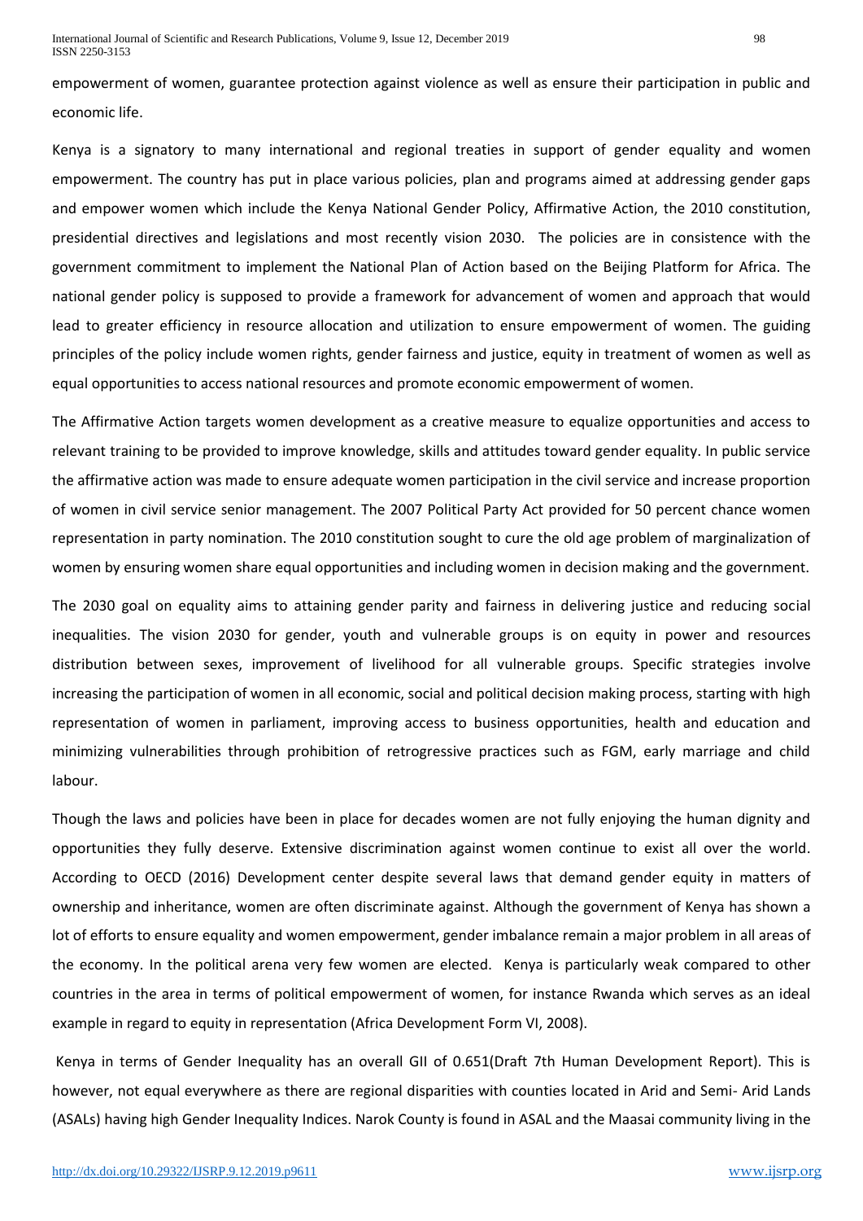empowerment of women, guarantee protection against violence as well as ensure their participation in public and economic life.

Kenya is a signatory to many international and regional treaties in support of gender equality and women empowerment. The country has put in place various policies, plan and programs aimed at addressing gender gaps and empower women which include the Kenya National Gender Policy, Affirmative Action, the 2010 constitution, presidential directives and legislations and most recently vision 2030. The policies are in consistence with the government commitment to implement the National Plan of Action based on the Beijing Platform for Africa. The national gender policy is supposed to provide a framework for advancement of women and approach that would lead to greater efficiency in resource allocation and utilization to ensure empowerment of women. The guiding principles of the policy include women rights, gender fairness and justice, equity in treatment of women as well as equal opportunities to access national resources and promote economic empowerment of women.

The Affirmative Action targets women development as a creative measure to equalize opportunities and access to relevant training to be provided to improve knowledge, skills and attitudes toward gender equality. In public service the affirmative action was made to ensure adequate women participation in the civil service and increase proportion of women in civil service senior management. The 2007 Political Party Act provided for 50 percent chance women representation in party nomination. The 2010 constitution sought to cure the old age problem of marginalization of women by ensuring women share equal opportunities and including women in decision making and the government.

The 2030 goal on equality aims to attaining gender parity and fairness in delivering justice and reducing social inequalities. The vision 2030 for gender, youth and vulnerable groups is on equity in power and resources distribution between sexes, improvement of livelihood for all vulnerable groups. Specific strategies involve increasing the participation of women in all economic, social and political decision making process, starting with high representation of women in parliament, improving access to business opportunities, health and education and minimizing vulnerabilities through prohibition of retrogressive practices such as FGM, early marriage and child labour.

Though the laws and policies have been in place for decades women are not fully enjoying the human dignity and opportunities they fully deserve. Extensive discrimination against women continue to exist all over the world. According to OECD (2016) Development center despite several laws that demand gender equity in matters of ownership and inheritance, women are often discriminate against. Although the government of Kenya has shown a lot of efforts to ensure equality and women empowerment, gender imbalance remain a major problem in all areas of the economy. In the political arena very few women are elected. Kenya is particularly weak compared to other countries in the area in terms of political empowerment of women, for instance Rwanda which serves as an ideal example in regard to equity in representation (Africa Development Form VI, 2008).

Kenya in terms of Gender Inequality has an overall GII of 0.651(Draft 7th Human Development Report). This is however, not equal everywhere as there are regional disparities with counties located in Arid and Semi- Arid Lands (ASALs) having high Gender Inequality Indices. Narok County is found in ASAL and the Maasai community living in the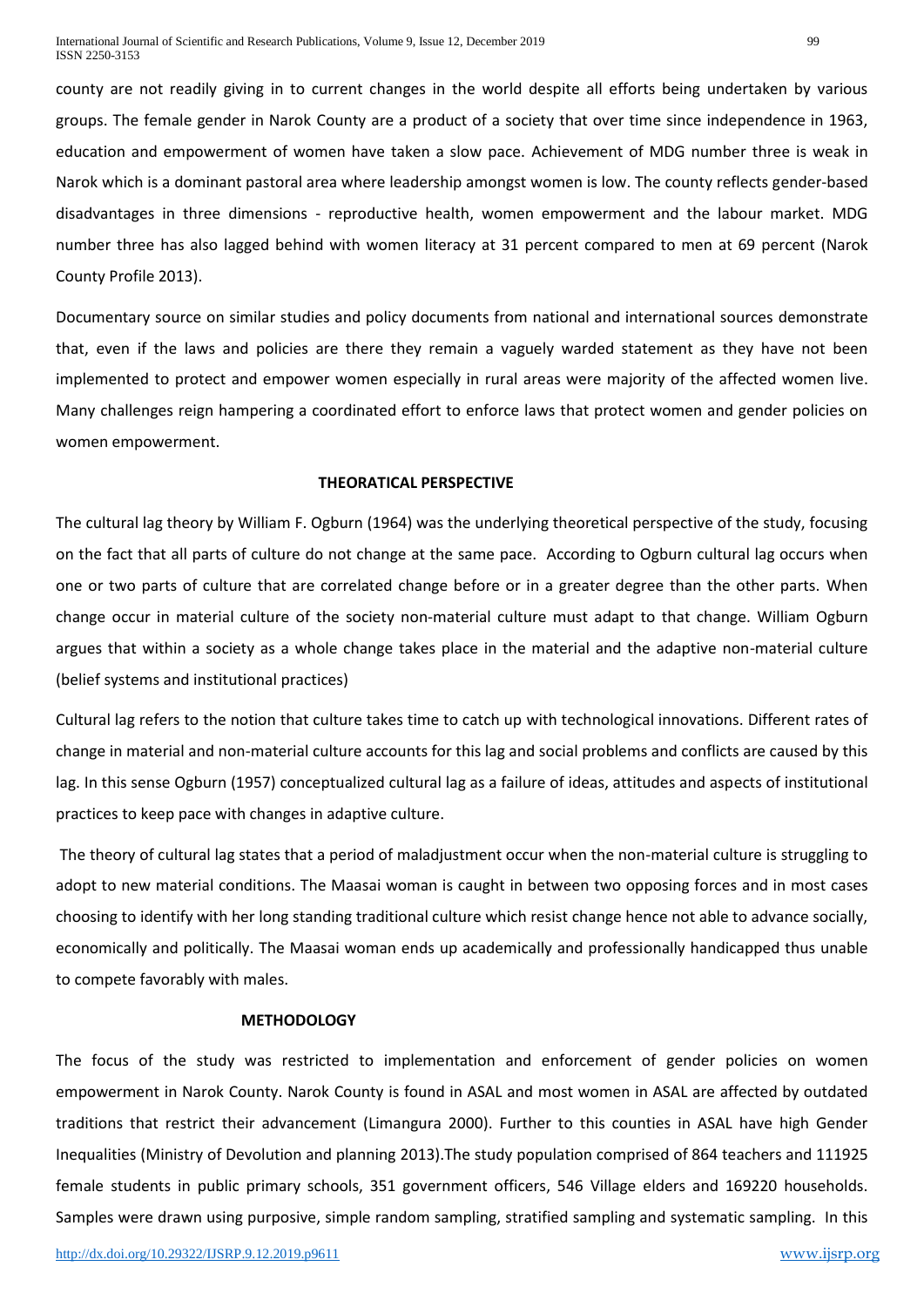county are not readily giving in to current changes in the world despite all efforts being undertaken by various groups. The female gender in Narok County are a product of a society that over time since independence in 1963, education and empowerment of women have taken a slow pace. Achievement of MDG number three is weak in Narok which is a dominant pastoral area where leadership amongst women is low. The county reflects gender-based disadvantages in three dimensions - reproductive health, women empowerment and the labour market. MDG number three has also lagged behind with women literacy at 31 percent compared to men at 69 percent (Narok County Profile 2013).

Documentary source on similar studies and policy documents from national and international sources demonstrate that, even if the laws and policies are there they remain a vaguely warded statement as they have not been implemented to protect and empower women especially in rural areas were majority of the affected women live. Many challenges reign hampering a coordinated effort to enforce laws that protect women and gender policies on women empowerment.

## THEORATICAL PERSPECTIVE

The cultural lag theory by William F. Ogburn (1964) was the underlying theoretical perspective of the study, focusing on the fact that all parts of culture do not change at the same pace. According to Ogburn cultural lag occurs when one or two parts of culture that are correlated change before or in a greater degree than the other parts. When change occur in material culture of the society non-material culture must adapt to that change. William Ogburn argues that within a society as a whole change takes place in the material and the adaptive non-material culture (belief systems and institutional practices)

Cultural lag refers to the notion that culture takes time to catch up with technological innovations. Different rates of change in material and non-material culture accounts for this lag and social problems and conflicts are caused by this lag. In this sense Ogburn (1957) conceptualized cultural lag as a failure of ideas, attitudes and aspects of institutional practices to keep pace with changes in adaptive culture.

The theory of cultural lag states that a period of maladjustment occur when the non-material culture is struggling to adopt to new material conditions. The Maasai woman is caught in between two opposing forces and in most cases choosing to identify with her long standing traditional culture which resist change hence not able to advance socially, economically and politically. The Maasai woman ends up academically and professionally handicapped thus unable to compete favorably with males.

## METHODOLOGY

The focus of the study was restricted to implementation and enforcement of gender policies on women empowerment in Narok County. Narok County is found in ASAL and most women in ASAL are affected by outdated traditions that restrict their advancement (Limangura 2000). Further to this counties in ASAL have high Gender Inequalities (Ministry of Devolution and planning 2013).The study population comprised of 864 teachers and 111925 female students in public primary schools, 351 government officers, 546 Village elders and 169220 households. Samples were drawn using purposive, simple random sampling, stratified sampling and systematic sampling. In this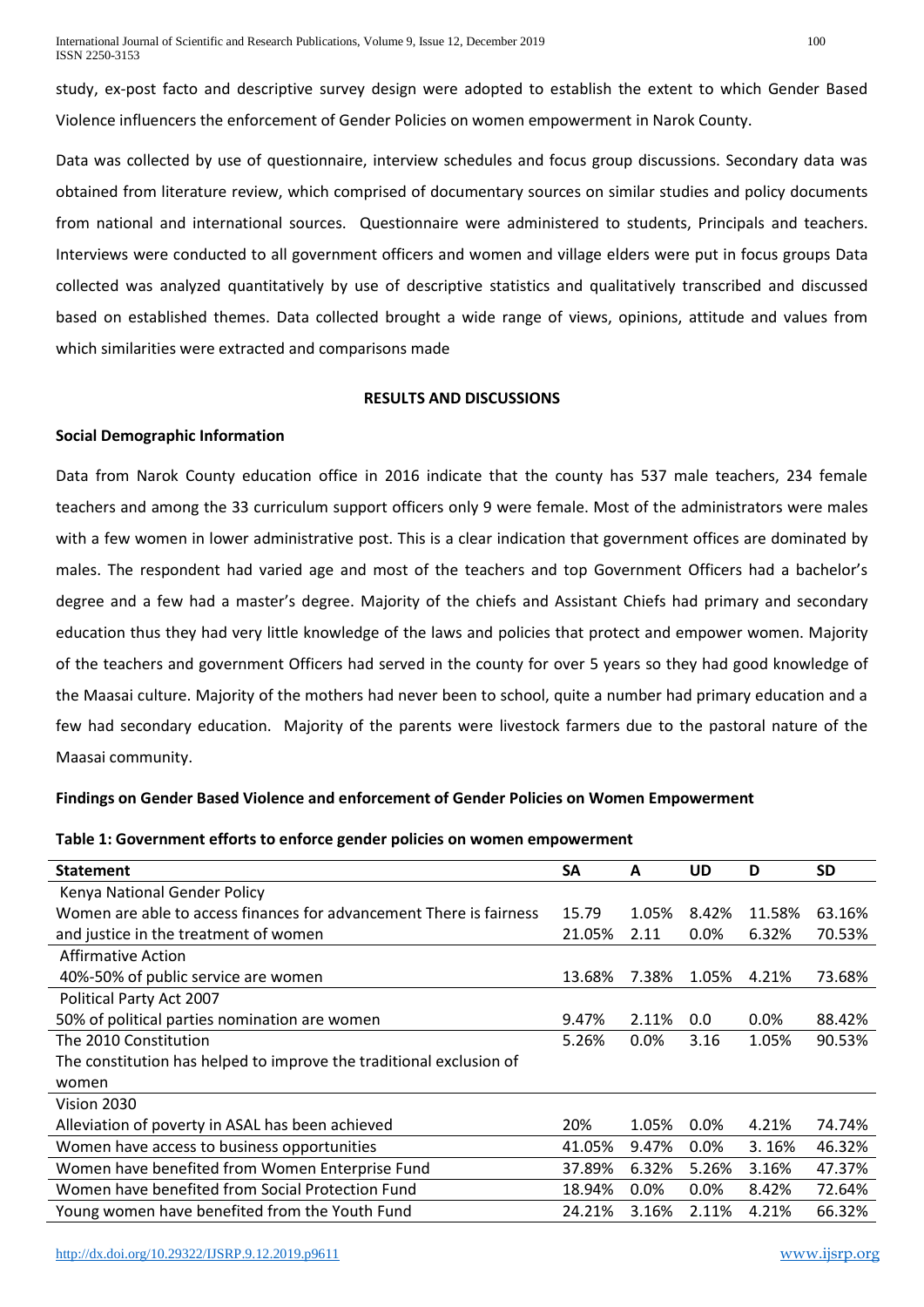study, ex-post facto and descriptive survey design were adopted to establish the extent to which Gender Based Violence influencers the enforcement of Gender Policies on women empowerment in Narok County.

Data was collected by use of questionnaire, interview schedules and focus group discussions. Secondary data was obtained from literature review, which comprised of documentary sources on similar studies and policy documents from national and international sources. Questionnaire were administered to students, Principals and teachers. Interviews were conducted to all government officers and women and village elders were put in focus groups Data collected was analyzed quantitatively by use of descriptive statistics and qualitatively transcribed and discussed based on established themes. Data collected brought a wide range of views, opinions, attitude and values from which similarities were extracted and comparisons made

## RESULTS AND DISCUSSIONS

### Social Demographic Information

Data from Narok County education office in 2016 indicate that the county has 537 male teachers, 234 female teachers and among the 33 curriculum support officers only 9 were female. Most of the administrators were males with a few women in lower administrative post. This is a clear indication that government offices are dominated by males. The respondent had varied age and most of the teachers and top Government Officers had a bachelor's degree and a few had a master's degree. Majority of the chiefs and Assistant Chiefs had primary and secondary education thus they had very little knowledge of the laws and policies that protect and empower women. Majority of the teachers and government Officers had served in the county for over 5 years so they had good knowledge of the Maasai culture. Majority of the mothers had never been to school, quite a number had primary education and a few had secondary education. Majority of the parents were livestock farmers due to the pastoral nature of the Maasai community.

### Findings on Gender Based Violence and enforcement of Gender Policies on Women Empowerment

**Table 1: Government efforts to enforce gender policies on women empowerment**

| Statement | SA | A | UD | D | SD |
|---|---|---|---|---|---|
| Kenya National Gender Policy | | | | | |
| Women are able to access finances for advancement There is fairness | 15.79 | 1.05% | 8.42% | 11.58% | 63.16% |
| and justice in the treatment of women | 21.05% | 2.11 | 0.0% | 6.32% | 70.53% |
| Affirmative Action | | | | | |
| 40%-50% of public service are women | 13.68% | 7.38% | 1.05% | 4.21% | 73.68% |
| Political Party Act 2007 | | | | | |
| 50% of political parties nomination are women | 9.47% | 2.11% | 0.0 | 0.0% | 88.42% |
| The 2010 Constitution | 5.26% | 0.0% | 3.16 | 1.05% | 90.53% |
| The constitution has helped to improve the traditional exclusion of women | | | | | |
| Vision 2030 | | | | | |
| Alleviation of poverty in ASAL has been achieved | 20% | 1.05% | 0.0% | 4.21% | 74.74% |
| Women have access to business opportunities | 41.05% | 9.47% | 0.0% | 3. 16% | 46.32% |
| Women have benefited from Women Enterprise Fund | 37.89% | 6.32% | 5.26% | 3.16% | 47.37% |
| Women have benefited from Social Protection Fund | 18.94% | 0.0% | 0.0% | 8.42% | 72.64% |
| Young women have benefited from the Youth Fund | 24.21% | 3.16% | 2.11% | 4.21% | 66.32% |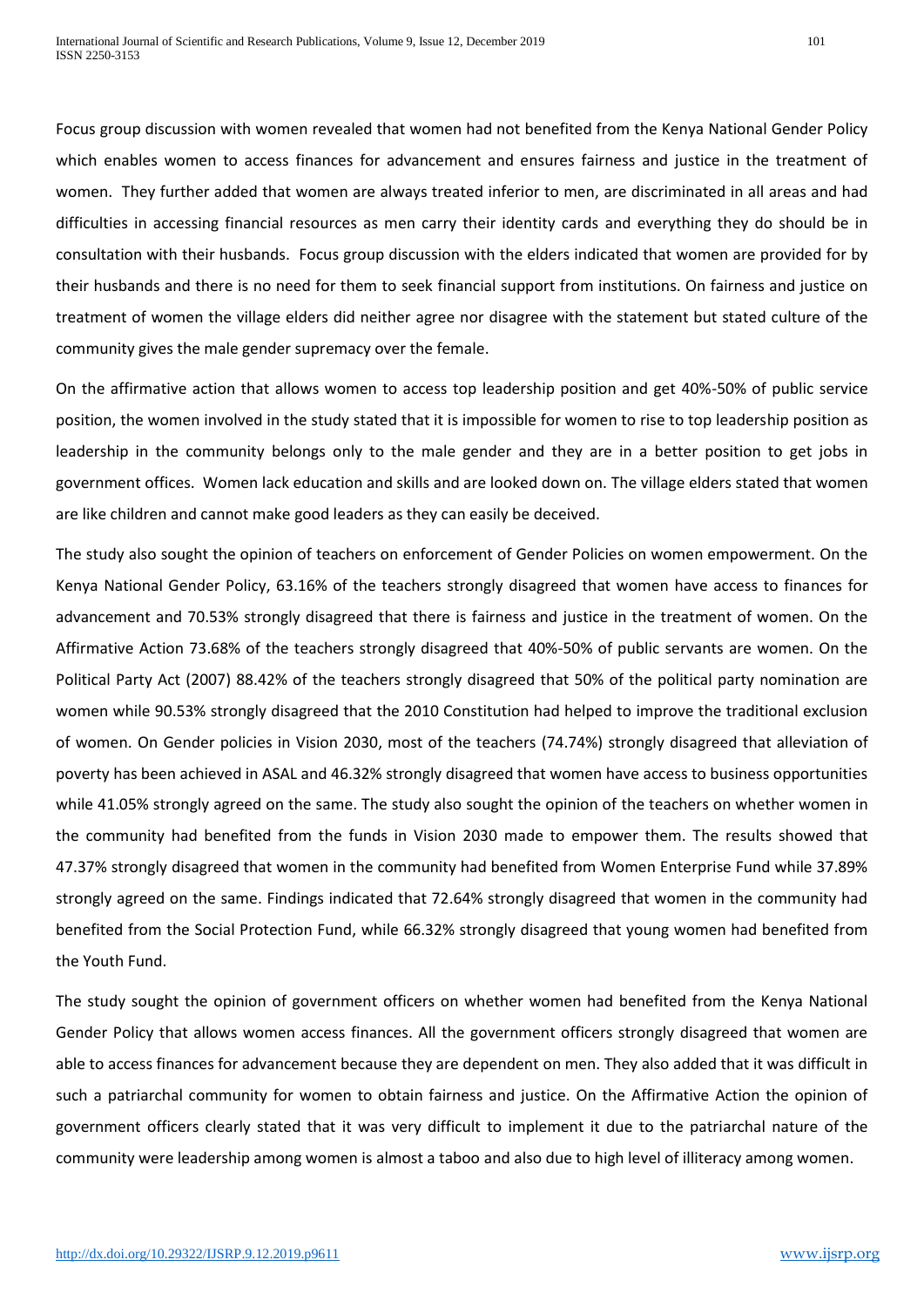Focus group discussion with women revealed that women had not benefited from the Kenya National Gender Policy which enables women to access finances for advancement and ensures fairness and justice in the treatment of women. They further added that women are always treated inferior to men, are discriminated in all areas and had difficulties in accessing financial resources as men carry their identity cards and everything they do should be in consultation with their husbands. Focus group discussion with the elders indicated that women are provided for by their husbands and there is no need for them to seek financial support from institutions. On fairness and justice on treatment of women the village elders did neither agree nor disagree with the statement but stated culture of the community gives the male gender supremacy over the female.

On the affirmative action that allows women to access top leadership position and get 40%-50% of public service position, the women involved in the study stated that it is impossible for women to rise to top leadership position as leadership in the community belongs only to the male gender and they are in a better position to get jobs in government offices. Women lack education and skills and are looked down on. The village elders stated that women are like children and cannot make good leaders as they can easily be deceived.

The study also sought the opinion of teachers on enforcement of Gender Policies on women empowerment. On the Kenya National Gender Policy, 63.16% of the teachers strongly disagreed that women have access to finances for advancement and 70.53% strongly disagreed that there is fairness and justice in the treatment of women. On the Affirmative Action 73.68% of the teachers strongly disagreed that 40%-50% of public servants are women. On the Political Party Act (2007) 88.42% of the teachers strongly disagreed that 50% of the political party nomination are women while 90.53% strongly disagreed that the 2010 Constitution had helped to improve the traditional exclusion of women. On Gender policies in Vision 2030, most of the teachers (74.74%) strongly disagreed that alleviation of poverty has been achieved in ASAL and 46.32% strongly disagreed that women have access to business opportunities while 41.05% strongly agreed on the same. The study also sought the opinion of the teachers on whether women in the community had benefited from the funds in Vision 2030 made to empower them. The results showed that 47.37% strongly disagreed that women in the community had benefited from Women Enterprise Fund while 37.89% strongly agreed on the same. Findings indicated that 72.64% strongly disagreed that women in the community had benefited from the Social Protection Fund, while 66.32% strongly disagreed that young women had benefited from the Youth Fund.

The study sought the opinion of government officers on whether women had benefited from the Kenya National Gender Policy that allows women access finances. All the government officers strongly disagreed that women are able to access finances for advancement because they are dependent on men. They also added that it was difficult in such a patriarchal community for women to obtain fairness and justice. On the Affirmative Action the opinion of government officers clearly stated that it was very difficult to implement it due to the patriarchal nature of the community were leadership among women is almost a taboo and also due to high level of illiteracy among women.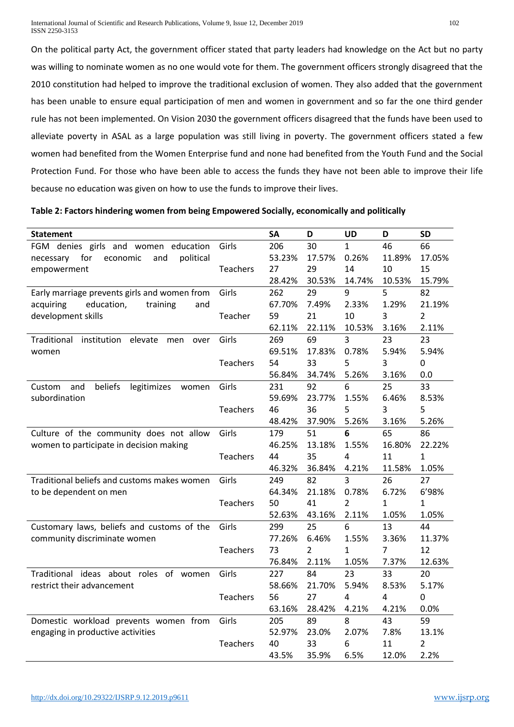On the political party Act, the government officer stated that party leaders had knowledge on the Act but no party was willing to nominate women as no one would vote for them. The government officers strongly disagreed that the 2010 constitution had helped to improve the traditional exclusion of women. They also added that the government has been unable to ensure equal participation of men and women in government and so far the one third gender rule has not been implemented. On Vision 2030 the government officers disagreed that the funds have been used to alleviate poverty in ASAL as a large population was still living in poverty. The government officers stated a few women had benefited from the Women Enterprise fund and none had benefited from the Youth Fund and the Social Protection Fund. For those who have been able to access the funds they have not been able to improve their life because no education was given on how to use the funds to improve their lives.

**Table 2: Factors hindering women from being Empowered Socially, economically and politically**

| Statement | | SA | D | UD | D | SD |
|---|---|---|---|---|---|---|
| FGM denies girls and women education necessary for economic and political empowerment | Girls | 206 | 30 | 1 | 46 | 66 |
| | | 53.23% | 17.57% | 0.26% | 11.89% | 17.05% |
| | Teachers | 27 | 29 | 14 | 10 | 15 |
| | | 28.42% | 30.53% | 14.74% | 10.53% | 15.79% |
| Early marriage prevents girls and women from acquiring education, training and development skills | Girls | 262 | 29 | 9 | 5 | 82 |
| | | 67.70% | 7.49% | 2.33% | 1.29% | 21.19% |
| | Teacher | 59 | 21 | 10 | 3 | 2 |
| | | 62.11% | 22.11% | 10.53% | 3.16% | 2.11% |
| Traditional institution elevate men over women | Girls | 269 | 69 | 3 | 23 | 23 |
| | | 69.51% | 17.83% | 0.78% | 5.94% | 5.94% |
| | Teachers | 54 | 33 | 5 | 3 | 0 |
| | | 56.84% | 34.74% | 5.26% | 3.16% | 0.0 |
| Custom and beliefs legitimizes women subordination | Girls | 231 | 92 | 6 | 25 | 33 |
| | | 59.69% | 23.77% | 1.55% | 6.46% | 8.53% |
| | Teachers | 46 | 36 | 5 | 3 | 5 |
| | | 48.42% | 37.90% | 5.26% | 3.16% | 5.26% |
| Culture of the community does not allow women to participate in decision making | Girls | 179 | 51 | **6** | 65 | 86 |
| | | 46.25% | 13.18% | 1.55% | 16.80% | 22.22% |
| | Teachers | 44 | 35 | 4 | 11 | 1 |
| | | 46.32% | 36.84% | 4.21% | 11.58% | 1.05% |
| Traditional beliefs and customs makes women to be dependent on men | Girls | 249 | 82 | 3 | 26 | 27 |
| | | 64.34% | 21.18% | 0.78% | 6.72% | 6'98% |
| | Teachers | 50 | 41 | 2 | 1 | 1 |
| | | 52.63% | 43.16% | 2.11% | 1.05% | 1.05% |
| Customary laws, beliefs and customs of the community discriminate women | Girls | 299 | 25 | 6 | 13 | 44 |
| | | 77.26% | 6.46% | 1.55% | 3.36% | 11.37% |
| | Teachers | 73 | 2 | 1 | 7 | 12 |
| | | 76.84% | 2.11% | 1.05% | 7.37% | 12.63% |
| Traditional ideas about roles of women restrict their advancement | Girls | 227 | 84 | 23 | 33 | 20 |
| | | 58.66% | 21.70% | 5.94% | 8.53% | 5.17% |
| | Teachers | 56 | 27 | 4 | 4 | 0 |
| | | 63.16% | 28.42% | 4.21% | 4.21% | 0.0% |
| Domestic workload prevents women from engaging in productive activities | Girls | 205 | 89 | 8 | 43 | 59 |
| | | 52.97% | 23.0% | 2.07% | 7.8% | 13.1% |
| | Teachers | 40 | 33 | 6 | 11 | 2 |
| | | 43.5% | 35.9% | 6.5% | 12.0% | 2.2% |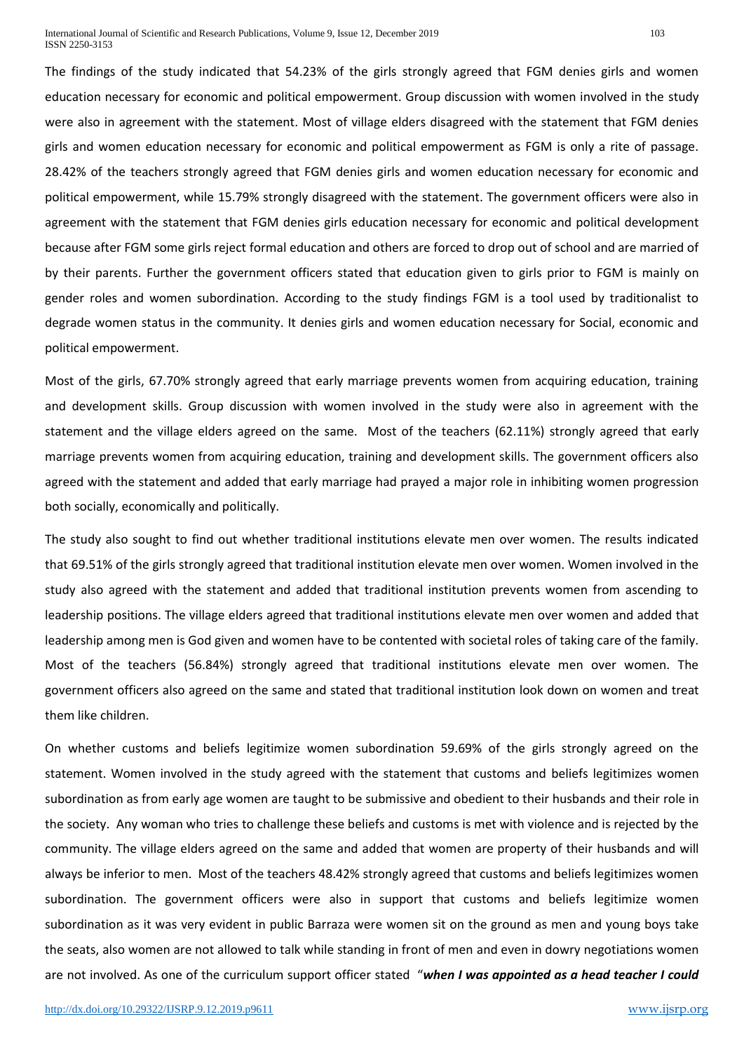The findings of the study indicated that 54.23% of the girls strongly agreed that FGM denies girls and women education necessary for economic and political empowerment. Group discussion with women involved in the study were also in agreement with the statement. Most of village elders disagreed with the statement that FGM denies girls and women education necessary for economic and political empowerment as FGM is only a rite of passage. 28.42% of the teachers strongly agreed that FGM denies girls and women education necessary for economic and political empowerment, while 15.79% strongly disagreed with the statement. The government officers were also in agreement with the statement that FGM denies girls education necessary for economic and political development because after FGM some girls reject formal education and others are forced to drop out of school and are married of by their parents. Further the government officers stated that education given to girls prior to FGM is mainly on gender roles and women subordination. According to the study findings FGM is a tool used by traditionalist to degrade women status in the community. It denies girls and women education necessary for Social, economic and political empowerment.

Most of the girls, 67.70% strongly agreed that early marriage prevents women from acquiring education, training and development skills. Group discussion with women involved in the study were also in agreement with the statement and the village elders agreed on the same. Most of the teachers (62.11%) strongly agreed that early marriage prevents women from acquiring education, training and development skills. The government officers also agreed with the statement and added that early marriage had prayed a major role in inhibiting women progression both socially, economically and politically.

The study also sought to find out whether traditional institutions elevate men over women. The results indicated that 69.51% of the girls strongly agreed that traditional institution elevate men over women. Women involved in the study also agreed with the statement and added that traditional institution prevents women from ascending to leadership positions. The village elders agreed that traditional institutions elevate men over women and added that leadership among men is God given and women have to be contented with societal roles of taking care of the family. Most of the teachers (56.84%) strongly agreed that traditional institutions elevate men over women. The government officers also agreed on the same and stated that traditional institution look down on women and treat them like children.

On whether customs and beliefs legitimize women subordination 59.69% of the girls strongly agreed on the statement. Women involved in the study agreed with the statement that customs and beliefs legitimizes women subordination as from early age women are taught to be submissive and obedient to their husbands and their role in the society. Any woman who tries to challenge these beliefs and customs is met with violence and is rejected by the community. The village elders agreed on the same and added that women are property of their husbands and will always be inferior to men. Most of the teachers 48.42% strongly agreed that customs and beliefs legitimizes women subordination. The government officers were also in support that customs and beliefs legitimize women subordination as it was very evident in public Barraza were women sit on the ground as men and young boys take the seats, also women are not allowed to talk while standing in front of men and even in dowry negotiations women are not involved. As one of the curriculum support officer stated "***when I was appointed as a head teacher I could***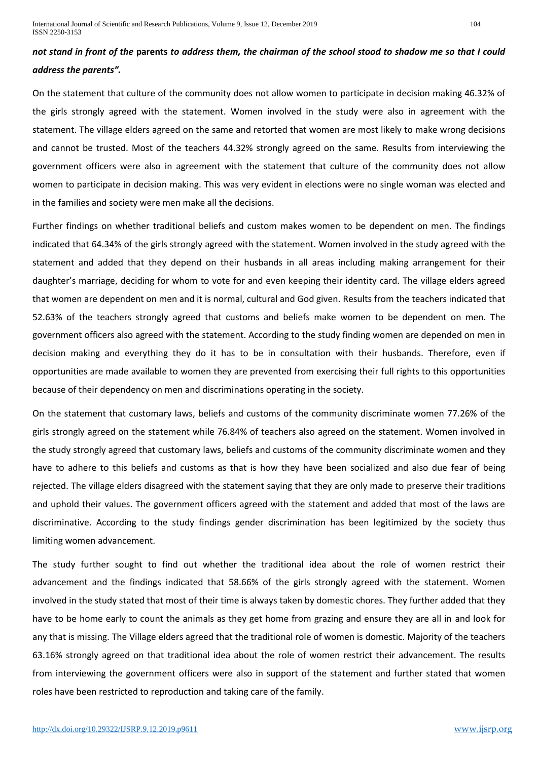***not stand in front of the* parents *to address them, the chairman of the school stood to shadow me so that I could address the parents".***

On the statement that culture of the community does not allow women to participate in decision making 46.32% of the girls strongly agreed with the statement. Women involved in the study were also in agreement with the statement. The village elders agreed on the same and retorted that women are most likely to make wrong decisions and cannot be trusted. Most of the teachers 44.32% strongly agreed on the same. Results from interviewing the government officers were also in agreement with the statement that culture of the community does not allow women to participate in decision making. This was very evident in elections were no single woman was elected and in the families and society were men make all the decisions.

Further findings on whether traditional beliefs and custom makes women to be dependent on men. The findings indicated that 64.34% of the girls strongly agreed with the statement. Women involved in the study agreed with the statement and added that they depend on their husbands in all areas including making arrangement for their daughter's marriage, deciding for whom to vote for and even keeping their identity card. The village elders agreed that women are dependent on men and it is normal, cultural and God given. Results from the teachers indicated that 52.63% of the teachers strongly agreed that customs and beliefs make women to be dependent on men. The government officers also agreed with the statement. According to the study finding women are depended on men in decision making and everything they do it has to be in consultation with their husbands. Therefore, even if opportunities are made available to women they are prevented from exercising their full rights to this opportunities because of their dependency on men and discriminations operating in the society.

On the statement that customary laws, beliefs and customs of the community discriminate women 77.26% of the girls strongly agreed on the statement while 76.84% of teachers also agreed on the statement. Women involved in the study strongly agreed that customary laws, beliefs and customs of the community discriminate women and they have to adhere to this beliefs and customs as that is how they have been socialized and also due fear of being rejected. The village elders disagreed with the statement saying that they are only made to preserve their traditions and uphold their values. The government officers agreed with the statement and added that most of the laws are discriminative. According to the study findings gender discrimination has been legitimized by the society thus limiting women advancement.

The study further sought to find out whether the traditional idea about the role of women restrict their advancement and the findings indicated that 58.66% of the girls strongly agreed with the statement. Women involved in the study stated that most of their time is always taken by domestic chores. They further added that they have to be home early to count the animals as they get home from grazing and ensure they are all in and look for any that is missing. The Village elders agreed that the traditional role of women is domestic. Majority of the teachers 63.16% strongly agreed on that traditional idea about the role of women restrict their advancement. The results from interviewing the government officers were also in support of the statement and further stated that women roles have been restricted to reproduction and taking care of the family.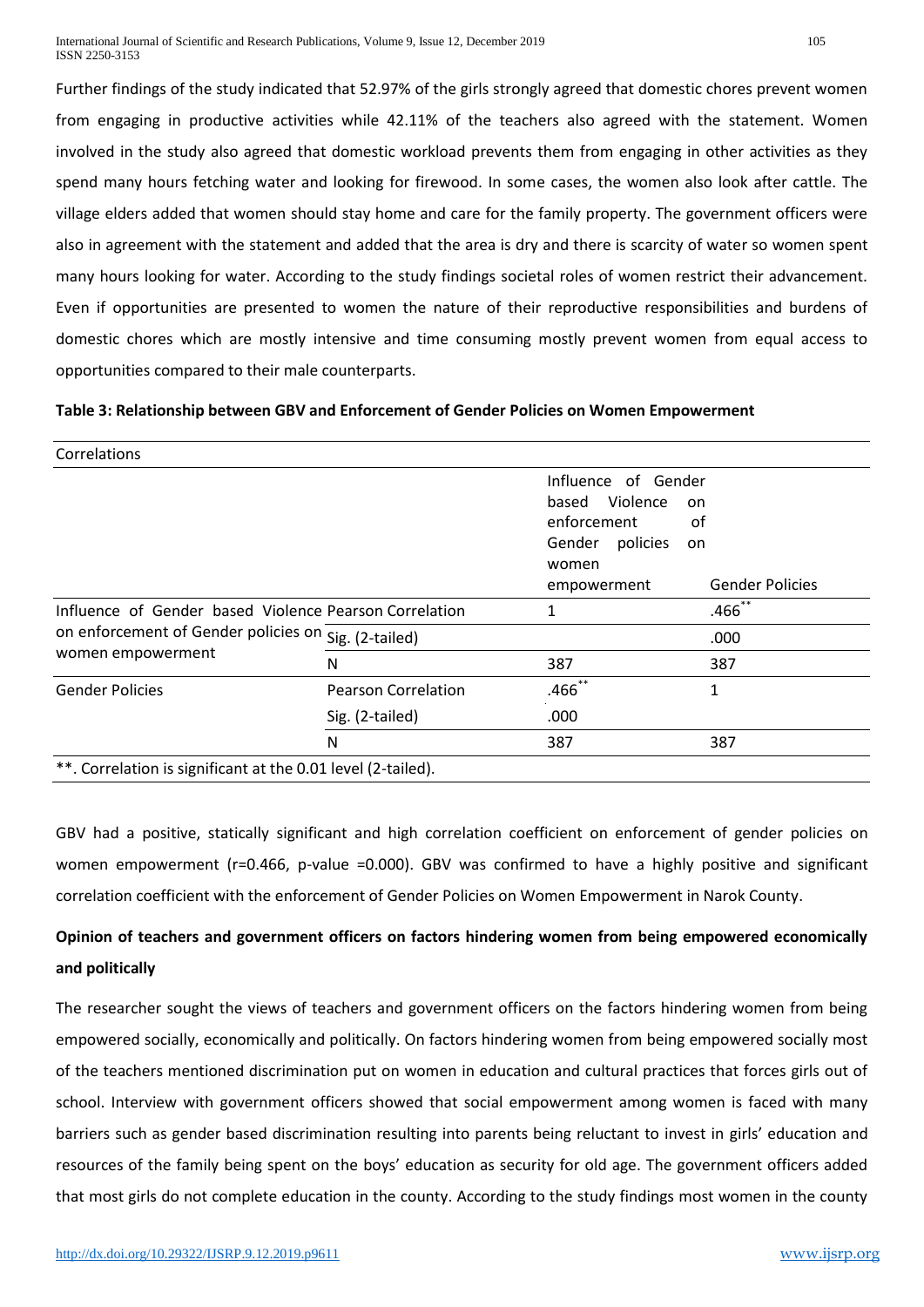Further findings of the study indicated that 52.97% of the girls strongly agreed that domestic chores prevent women from engaging in productive activities while 42.11% of the teachers also agreed with the statement. Women involved in the study also agreed that domestic workload prevents them from engaging in other activities as they spend many hours fetching water and looking for firewood. In some cases, the women also look after cattle. The village elders added that women should stay home and care for the family property. The government officers were also in agreement with the statement and added that the area is dry and there is scarcity of water so women spent many hours looking for water. According to the study findings societal roles of women restrict their advancement. Even if opportunities are presented to women the nature of their reproductive responsibilities and burdens of domestic chores which are mostly intensive and time consuming mostly prevent women from equal access to opportunities compared to their male counterparts.

**Table 3: Relationship between GBV and Enforcement of Gender Policies on Women Empowerment**

| Correlations | | | |
|---|---|---|---|
| | | Influence of Gender based Violence on enforcement of Gender policies on women empowerment | Gender Policies |
| Influence of Gender based Violence on enforcement of Gender policies on women empowerment | Pearson Correlation | 1 | .466** |
| | Sig. (2-tailed) | | .000 |
| | N | 387 | 387 |
| Gender Policies | Pearson Correlation | .466** | 1 |
| | Sig. (2-tailed) | .000 | |
| | N | 387 | 387 |

**. Correlation is significant at the 0.01 level (2-tailed).

GBV had a positive, statically significant and high correlation coefficient on enforcement of gender policies on women empowerment (r=0.466, p-value =0.000). GBV was confirmed to have a highly positive and significant correlation coefficient with the enforcement of Gender Policies on Women Empowerment in Narok County.

**Opinion of teachers and government officers on factors hindering women from being empowered economically and politically**

The researcher sought the views of teachers and government officers on the factors hindering women from being empowered socially, economically and politically. On factors hindering women from being empowered socially most of the teachers mentioned discrimination put on women in education and cultural practices that forces girls out of school. Interview with government officers showed that social empowerment among women is faced with many barriers such as gender based discrimination resulting into parents being reluctant to invest in girls' education and resources of the family being spent on the boys' education as security for old age. The government officers added that most girls do not complete education in the county. According to the study findings most women in the county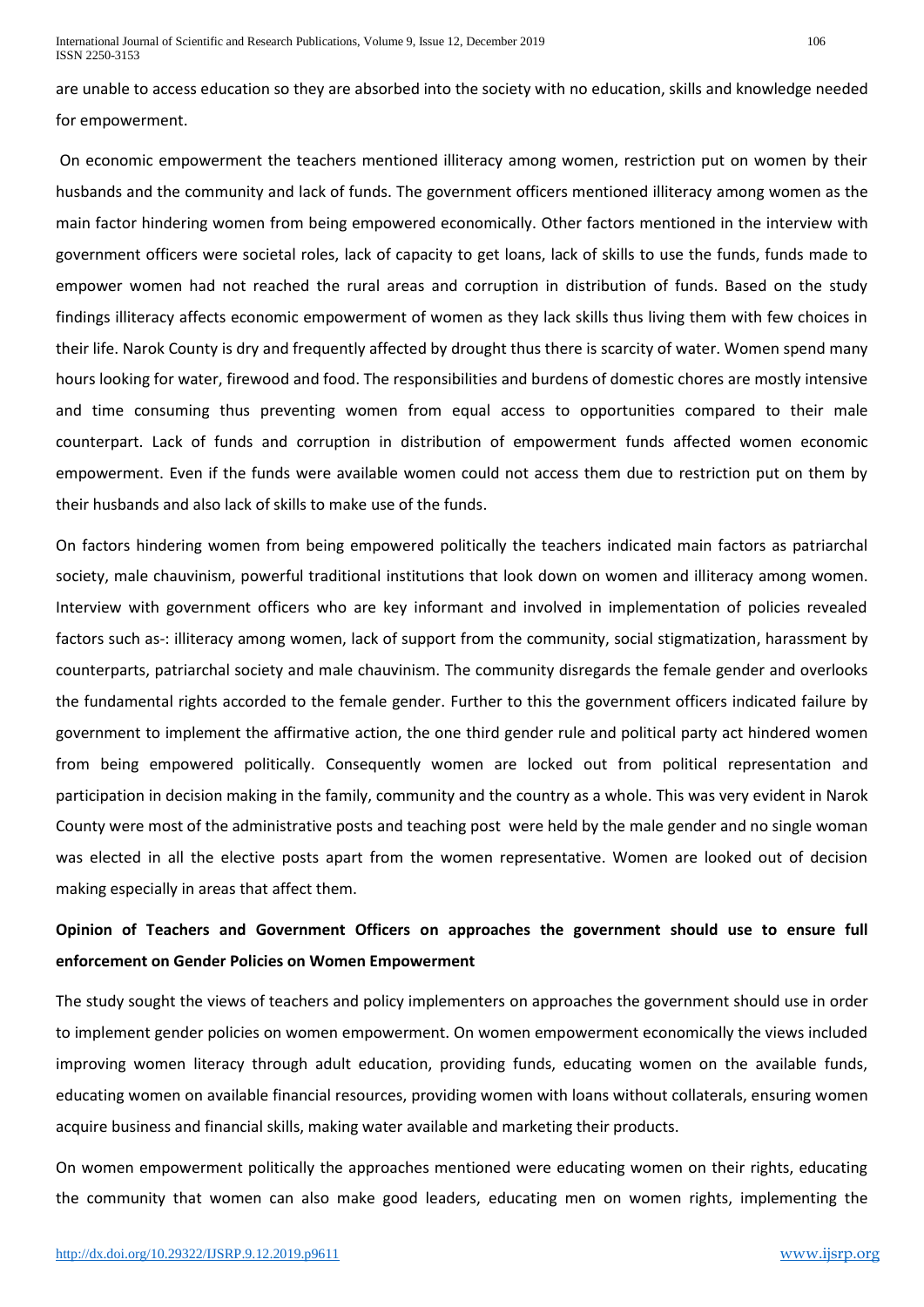are unable to access education so they are absorbed into the society with no education, skills and knowledge needed for empowerment.

On economic empowerment the teachers mentioned illiteracy among women, restriction put on women by their husbands and the community and lack of funds. The government officers mentioned illiteracy among women as the main factor hindering women from being empowered economically. Other factors mentioned in the interview with government officers were societal roles, lack of capacity to get loans, lack of skills to use the funds, funds made to empower women had not reached the rural areas and corruption in distribution of funds. Based on the study findings illiteracy affects economic empowerment of women as they lack skills thus living them with few choices in their life. Narok County is dry and frequently affected by drought thus there is scarcity of water. Women spend many hours looking for water, firewood and food. The responsibilities and burdens of domestic chores are mostly intensive and time consuming thus preventing women from equal access to opportunities compared to their male counterpart. Lack of funds and corruption in distribution of empowerment funds affected women economic empowerment. Even if the funds were available women could not access them due to restriction put on them by their husbands and also lack of skills to make use of the funds.

On factors hindering women from being empowered politically the teachers indicated main factors as patriarchal society, male chauvinism, powerful traditional institutions that look down on women and illiteracy among women. Interview with government officers who are key informant and involved in implementation of policies revealed factors such as-: illiteracy among women, lack of support from the community, social stigmatization, harassment by counterparts, patriarchal society and male chauvinism. The community disregards the female gender and overlooks the fundamental rights accorded to the female gender. Further to this the government officers indicated failure by government to implement the affirmative action, the one third gender rule and political party act hindered women from being empowered politically. Consequently women are locked out from political representation and participation in decision making in the family, community and the country as a whole. This was very evident in Narok County were most of the administrative posts and teaching post were held by the male gender and no single woman was elected in all the elective posts apart from the women representative. Women are looked out of decision making especially in areas that affect them.

**Opinion of Teachers and Government Officers on approaches the government should use to ensure full enforcement on Gender Policies on Women Empowerment**

The study sought the views of teachers and policy implementers on approaches the government should use in order to implement gender policies on women empowerment. On women empowerment economically the views included improving women literacy through adult education, providing funds, educating women on the available funds, educating women on available financial resources, providing women with loans without collaterals, ensuring women acquire business and financial skills, making water available and marketing their products.

On women empowerment politically the approaches mentioned were educating women on their rights, educating the community that women can also make good leaders, educating men on women rights, implementing the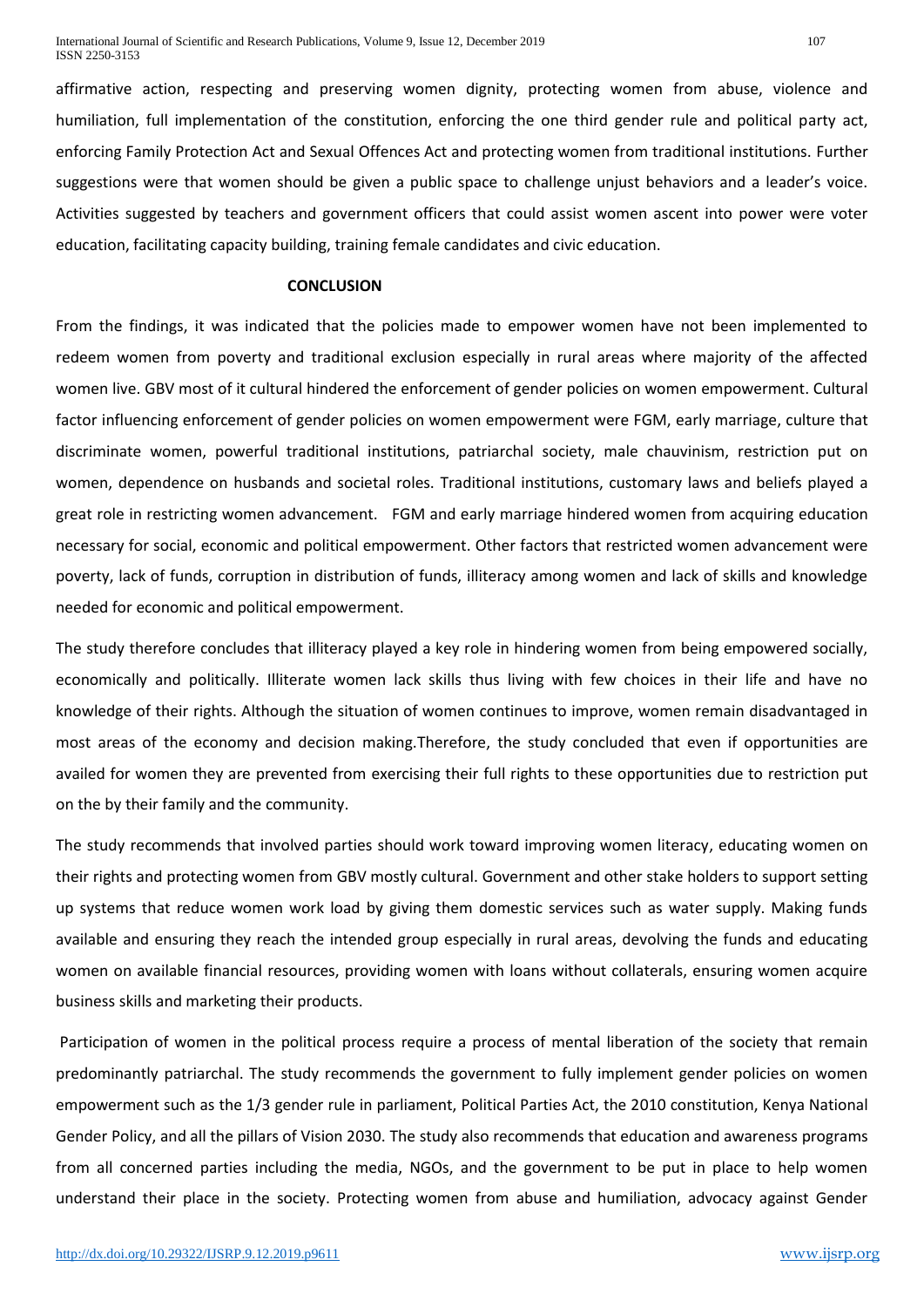affirmative action, respecting and preserving women dignity, protecting women from abuse, violence and humiliation, full implementation of the constitution, enforcing the one third gender rule and political party act, enforcing Family Protection Act and Sexual Offences Act and protecting women from traditional institutions. Further suggestions were that women should be given a public space to challenge unjust behaviors and a leader's voice. Activities suggested by teachers and government officers that could assist women ascent into power were voter education, facilitating capacity building, training female candidates and civic education.

## CONCLUSION

From the findings, it was indicated that the policies made to empower women have not been implemented to redeem women from poverty and traditional exclusion especially in rural areas where majority of the affected women live. GBV most of it cultural hindered the enforcement of gender policies on women empowerment. Cultural factor influencing enforcement of gender policies on women empowerment were FGM, early marriage, culture that discriminate women, powerful traditional institutions, patriarchal society, male chauvinism, restriction put on women, dependence on husbands and societal roles. Traditional institutions, customary laws and beliefs played a great role in restricting women advancement. FGM and early marriage hindered women from acquiring education necessary for social, economic and political empowerment. Other factors that restricted women advancement were poverty, lack of funds, corruption in distribution of funds, illiteracy among women and lack of skills and knowledge needed for economic and political empowerment.

The study therefore concludes that illiteracy played a key role in hindering women from being empowered socially, economically and politically. Illiterate women lack skills thus living with few choices in their life and have no knowledge of their rights. Although the situation of women continues to improve, women remain disadvantaged in most areas of the economy and decision making.Therefore, the study concluded that even if opportunities are availed for women they are prevented from exercising their full rights to these opportunities due to restriction put on the by their family and the community.

The study recommends that involved parties should work toward improving women literacy, educating women on their rights and protecting women from GBV mostly cultural. Government and other stake holders to support setting up systems that reduce women work load by giving them domestic services such as water supply. Making funds available and ensuring they reach the intended group especially in rural areas, devolving the funds and educating women on available financial resources, providing women with loans without collaterals, ensuring women acquire business skills and marketing their products.

Participation of women in the political process require a process of mental liberation of the society that remain predominantly patriarchal. The study recommends the government to fully implement gender policies on women empowerment such as the 1/3 gender rule in parliament, Political Parties Act, the 2010 constitution, Kenya National Gender Policy, and all the pillars of Vision 2030. The study also recommends that education and awareness programs from all concerned parties including the media, NGOs, and the government to be put in place to help women understand their place in the society. Protecting women from abuse and humiliation, advocacy against Gender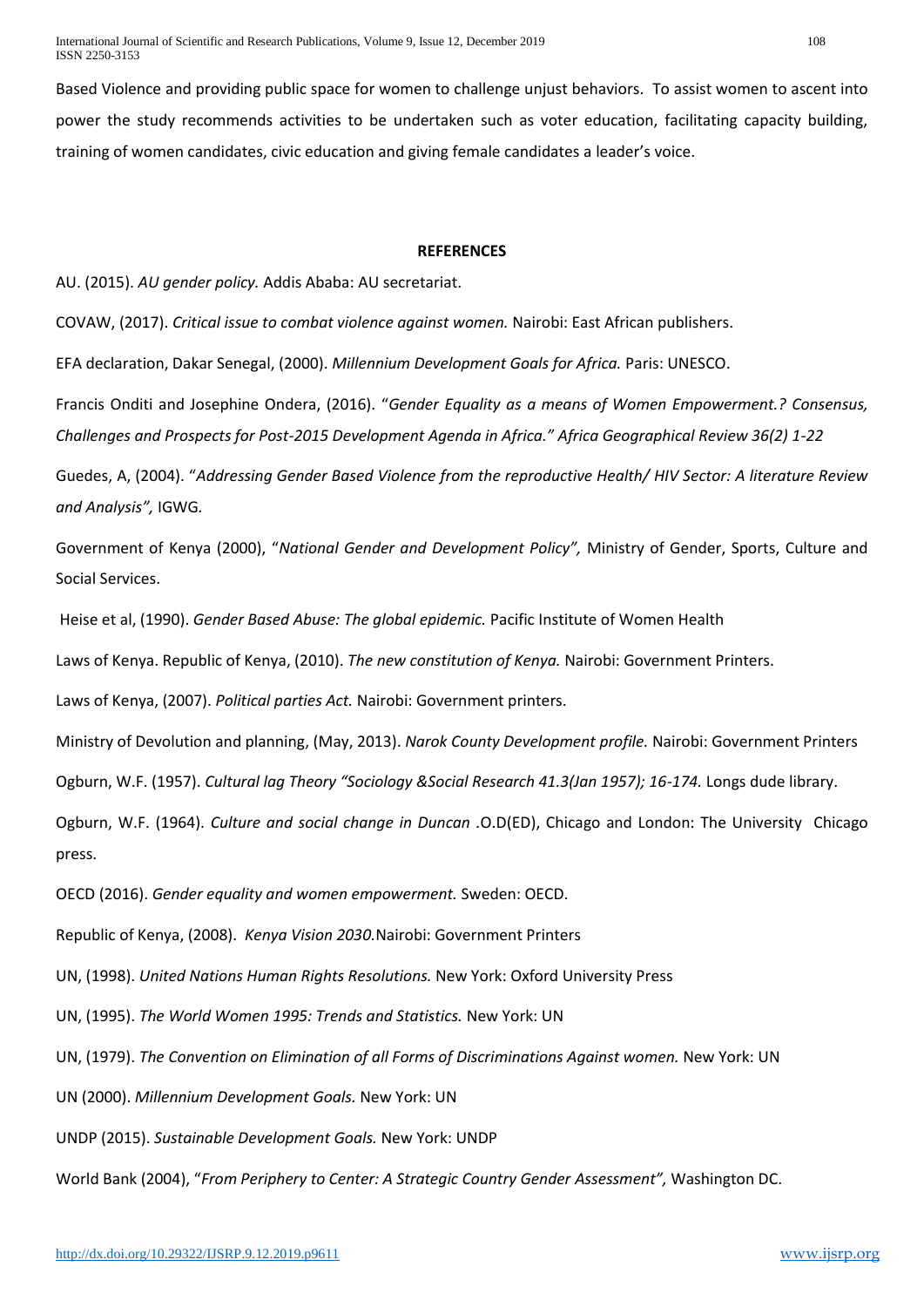Based Violence and providing public space for women to challenge unjust behaviors. To assist women to ascent into power the study recommends activities to be undertaken such as voter education, facilitating capacity building, training of women candidates, civic education and giving female candidates a leader's voice.

## REFERENCES

AU. (2015). *AU gender policy.* Addis Ababa: AU secretariat.

COVAW, (2017). *Critical issue to combat violence against women.* Nairobi: East African publishers.

EFA declaration, Dakar Senegal, (2000). *Millennium Development Goals for Africa.* Paris: UNESCO.

Francis Onditi and Josephine Ondera, (2016). "*Gender Equality as a means of Women Empowerment.? Consensus, Challenges and Prospects for Post-2015 Development Agenda in Africa." Africa Geographical Review 36(2) 1-22*

Guedes, A, (2004). "*Addressing Gender Based Violence from the reproductive Health/ HIV Sector: A literature Review and Analysis",* IGWG.

Government of Kenya (2000), "*National Gender and Development Policy",* Ministry of Gender, Sports, Culture and Social Services.

Heise et al, (1990). *Gender Based Abuse: The global epidemic.* Pacific Institute of Women Health

Laws of Kenya. Republic of Kenya, (2010). *The new constitution of Kenya.* Nairobi: Government Printers.

Laws of Kenya, (2007). *Political parties Act.* Nairobi: Government printers.

Ministry of Devolution and planning, (May, 2013). *Narok County Development profile.* Nairobi: Government Printers

Ogburn, W.F. (1957). *Cultural lag Theory "Sociology &Social Research 41.3(Jan 1957); 16-174.* Longs dude library.

Ogburn, W.F. (1964). *Culture and social change in Duncan* .O.D(ED), Chicago and London: The University Chicago press.

OECD (2016). *Gender equality and women empowerment.* Sweden: OECD.

Republic of Kenya, (2008). *Kenya Vision 2030.*Nairobi: Government Printers

UN, (1998). *United Nations Human Rights Resolutions.* New York: Oxford University Press

UN, (1995). *The World Women 1995: Trends and Statistics.* New York: UN

UN, (1979). *The Convention on Elimination of all Forms of Discriminations Against women.* New York: UN

UN (2000). *Millennium Development Goals.* New York: UN

UNDP (2015). *Sustainable Development Goals.* New York: UNDP

World Bank (2004), "*From Periphery to Center: A Strategic Country Gender Assessment",* Washington DC.